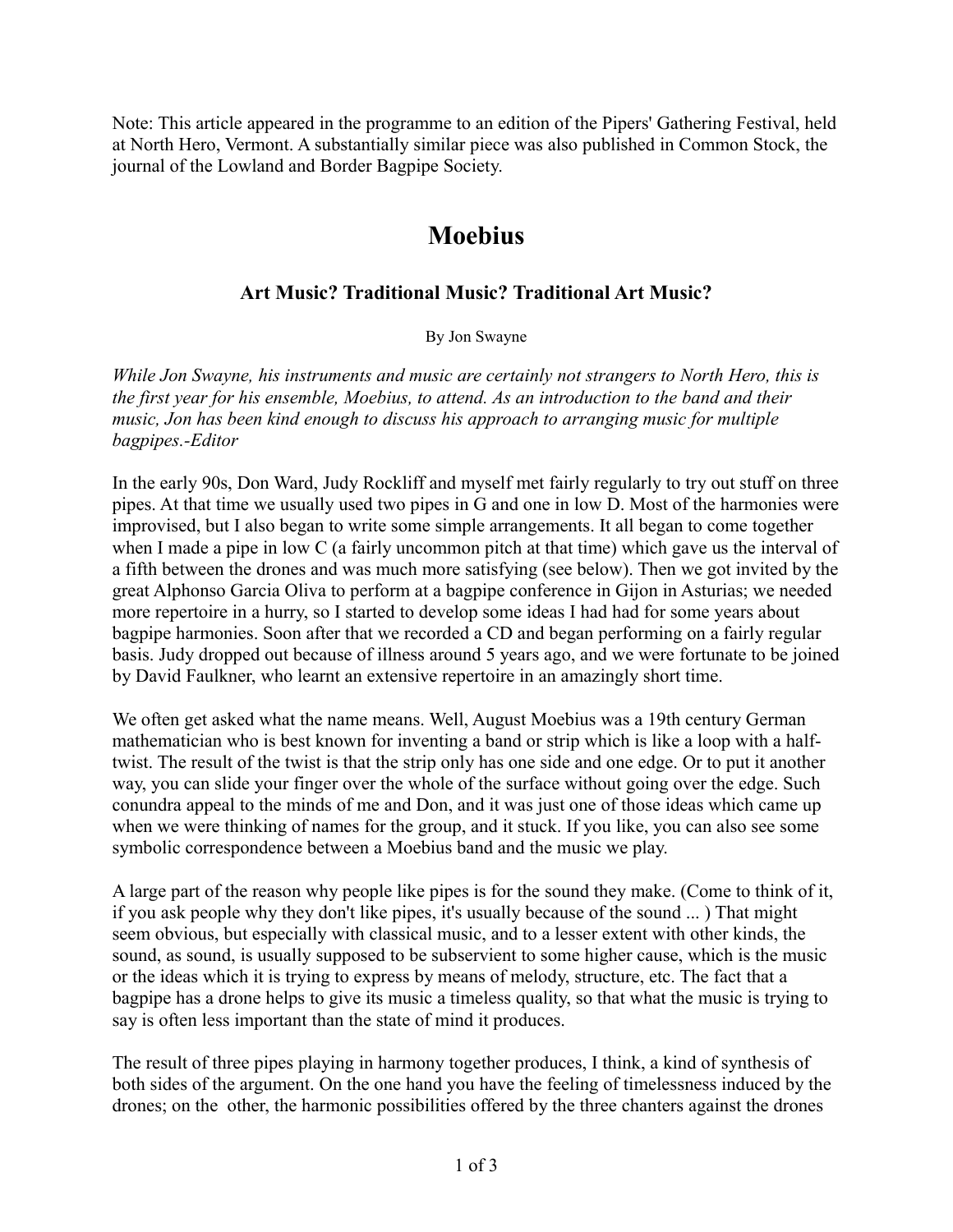Note: This article appeared in the programme to an edition of the Pipers' Gathering Festival, held at North Hero, Vermont. A substantially similar piece was also published in Common Stock, the journal of the Lowland and Border Bagpipe Society.

# Moebius

### Art Music? Traditional Music? Traditional Art Music?

By Jon Swayne

*While Jon Swayne, his instruments and music are certainly not strangers to North Hero, this is the first year for his ensemble, Moebius, to attend. As an introduction to the band and their music, Jon has been kind enough to discuss his approach to arranging music for multiple bagpipes.-Editor*

In the early 90s, Don Ward, Judy Rockliff and myself met fairly regularly to try out stuff on three pipes. At that time we usually used two pipes in G and one in low D. Most of the harmonies were improvised, but I also began to write some simple arrangements. It all began to come together when I made a pipe in low C (a fairly uncommon pitch at that time) which gave us the interval of a fifth between the drones and was much more satisfying (see below). Then we got invited by the great Alphonso Garcia Oliva to perform at a bagpipe conference in Gijon in Asturias; we needed more repertoire in a hurry, so I started to develop some ideas I had had for some years about bagpipe harmonies. Soon after that we recorded a CD and began performing on a fairly regular basis. Judy dropped out because of illness around 5 years ago, and we were fortunate to be joined by David Faulkner, who learnt an extensive repertoire in an amazingly short time.

We often get asked what the name means. Well, August Moebius was a 19th century German mathematician who is best known for inventing a band or strip which is like a loop with a half-twist. The result of the twist is that the strip only has one side and one edge. Or to put it another way, you can slide your finger over the whole of the surface without going over the edge. Such conundra appeal to the minds of me and Don, and it was just one of those ideas which came up when we were thinking of names for the group, and it stuck. If you like, you can also see some symbolic correspondence between a Moebius band and the music we play.

A large part of the reason why people like pipes is for the sound they make. (Come to think of it, if you ask people why they don't like pipes, it's usually because of the sound ... ) That might seem obvious, but especially with classical music, and to a lesser extent with other kinds, the sound, as sound, is usually supposed to be subservient to some higher cause, which is the music or the ideas which it is trying to express by means of melody, structure, etc. The fact that a bagpipe has a drone helps to give its music a timeless quality, so that what the music is trying to say is often less important than the state of mind it produces.

The result of three pipes playing in harmony together produces, I think, a kind of synthesis of both sides of the argument. On the one hand you have the feeling of timelessness induced by the drones; on the other, the harmonic possibilities offered by the three chanters against the drones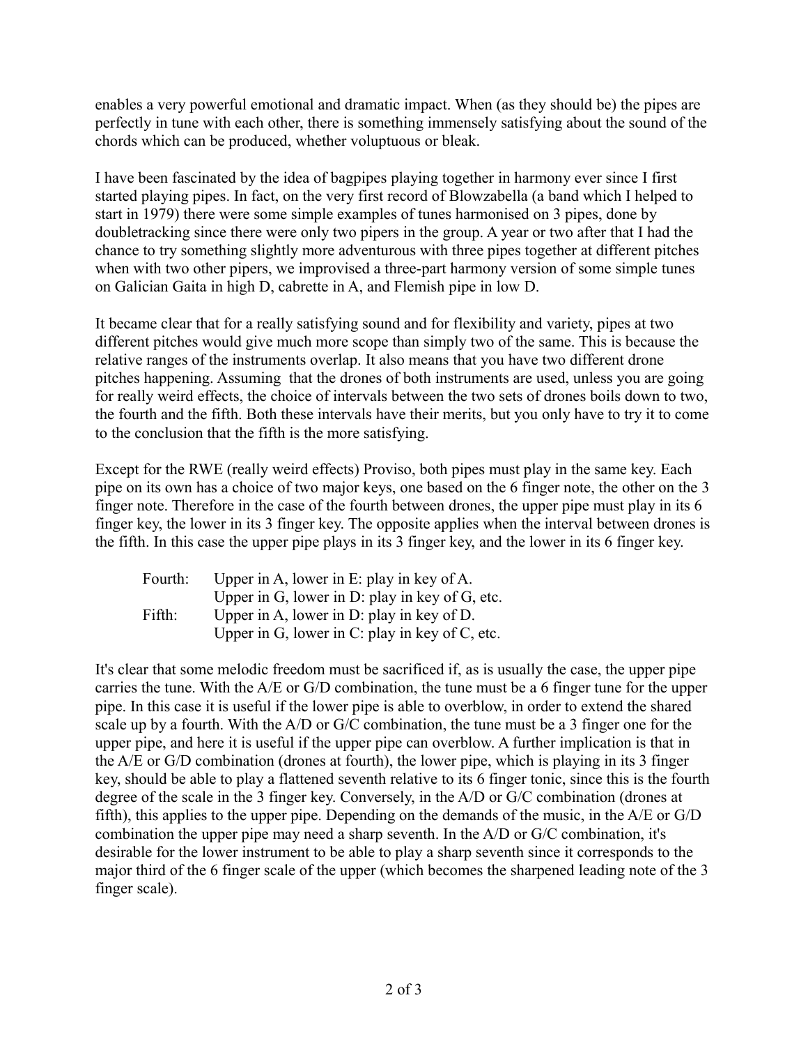enables a very powerful emotional and dramatic impact. When (as they should be) the pipes are perfectly in tune with each other, there is something immensely satisfying about the sound of the chords which can be produced, whether voluptuous or bleak.

I have been fascinated by the idea of bagpipes playing together in harmony ever since I first started playing pipes. In fact, on the very first record of Blowzabella (a band which I helped to start in 1979) there were some simple examples of tunes harmonised on 3 pipes, done by doubletracking since there were only two pipers in the group. A year or two after that I had the chance to try something slightly more adventurous with three pipes together at different pitches when with two other pipers, we improvised a three-part harmony version of some simple tunes on Galician Gaita in high D, cabrette in A, and Flemish pipe in low D.

It became clear that for a really satisfying sound and for flexibility and variety, pipes at two different pitches would give much more scope than simply two of the same. This is because the relative ranges of the instruments overlap. It also means that you have two different drone pitches happening. Assuming that the drones of both instruments are used, unless you are going for really weird effects, the choice of intervals between the two sets of drones boils down to two, the fourth and the fifth. Both these intervals have their merits, but you only have to try it to come to the conclusion that the fifth is the more satisfying.

Except for the RWE (really weird effects) Proviso, both pipes must play in the same key. Each pipe on its own has a choice of two major keys, one based on the 6 finger note, the other on the 3 finger note. Therefore in the case of the fourth between drones, the upper pipe must play in its 6 finger key, the lower in its 3 finger key. The opposite applies when the interval between drones is the fifth. In this case the upper pipe plays in its 3 finger key, and the lower in its 6 finger key.

| | |
|---|---|
| Fourth: | Upper in A, lower in E: play in key of A. |
| | Upper in G, lower in D: play in key of G, etc. |
| Fifth: | Upper in A, lower in D: play in key of D. |
| | Upper in G, lower in C: play in key of C, etc. |

It's clear that some melodic freedom must be sacrificed if, as is usually the case, the upper pipe carries the tune. With the A/E or G/D combination, the tune must be a 6 finger tune for the upper pipe. In this case it is useful if the lower pipe is able to overblow, in order to extend the shared scale up by a fourth. With the A/D or G/C combination, the tune must be a 3 finger one for the upper pipe, and here it is useful if the upper pipe can overblow. A further implication is that in the A/E or G/D combination (drones at fourth), the lower pipe, which is playing in its 3 finger key, should be able to play a flattened seventh relative to its 6 finger tonic, since this is the fourth degree of the scale in the 3 finger key. Conversely, in the A/D or G/C combination (drones at fifth), this applies to the upper pipe. Depending on the demands of the music, in the A/E or G/D combination the upper pipe may need a sharp seventh. In the A/D or G/C combination, it's desirable for the lower instrument to be able to play a sharp seventh since it corresponds to the major third of the 6 finger scale of the upper (which becomes the sharpened leading note of the 3 finger scale).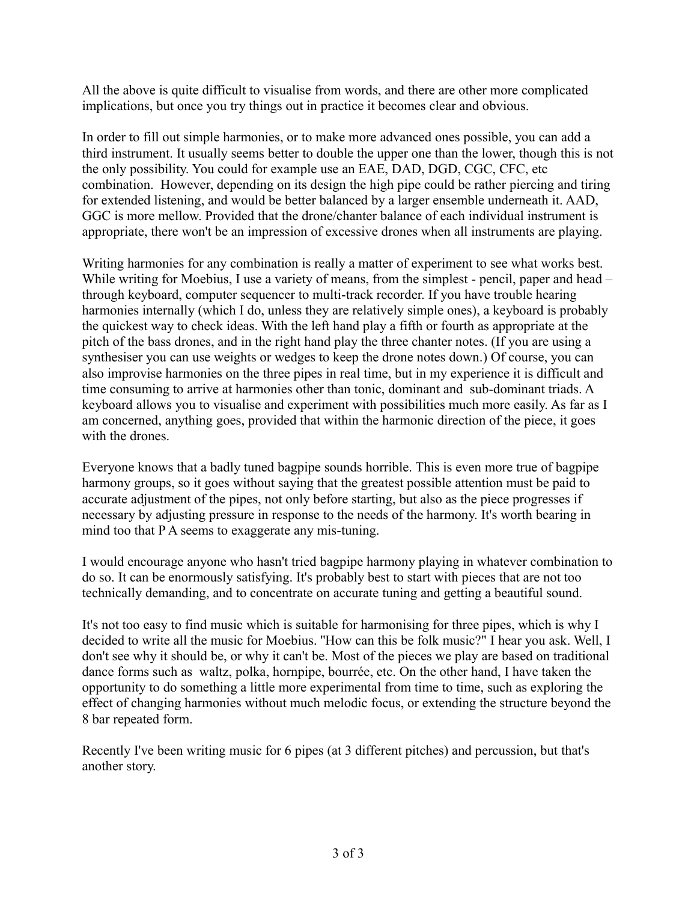All the above is quite difficult to visualise from words, and there are other more complicated implications, but once you try things out in practice it becomes clear and obvious.

In order to fill out simple harmonies, or to make more advanced ones possible, you can add a third instrument. It usually seems better to double the upper one than the lower, though this is not the only possibility. You could for example use an EAE, DAD, DGD, CGC, CFC, etc combination. However, depending on its design the high pipe could be rather piercing and tiring for extended listening, and would be better balanced by a larger ensemble underneath it. AAD, GGC is more mellow. Provided that the drone/chanter balance of each individual instrument is appropriate, there won't be an impression of excessive drones when all instruments are playing.

Writing harmonies for any combination is really a matter of experiment to see what works best. While writing for Moebius, I use a variety of means, from the simplest - pencil, paper and head – through keyboard, computer sequencer to multi-track recorder. If you have trouble hearing harmonies internally (which I do, unless they are relatively simple ones), a keyboard is probably the quickest way to check ideas. With the left hand play a fifth or fourth as appropriate at the pitch of the bass drones, and in the right hand play the three chanter notes. (If you are using a synthesiser you can use weights or wedges to keep the drone notes down.) Of course, you can also improvise harmonies on the three pipes in real time, but in my experience it is difficult and time consuming to arrive at harmonies other than tonic, dominant and sub-dominant triads. A keyboard allows you to visualise and experiment with possibilities much more easily. As far as I am concerned, anything goes, provided that within the harmonic direction of the piece, it goes with the drones.

Everyone knows that a badly tuned bagpipe sounds horrible. This is even more true of bagpipe harmony groups, so it goes without saying that the greatest possible attention must be paid to accurate adjustment of the pipes, not only before starting, but also as the piece progresses if necessary by adjusting pressure in response to the needs of the harmony. It's worth bearing in mind too that P A seems to exaggerate any mis-tuning.

I would encourage anyone who hasn't tried bagpipe harmony playing in whatever combination to do so. It can be enormously satisfying. It's probably best to start with pieces that are not too technically demanding, and to concentrate on accurate tuning and getting a beautiful sound.

It's not too easy to find music which is suitable for harmonising for three pipes, which is why I decided to write all the music for Moebius. "How can this be folk music?" I hear you ask. Well, I don't see why it should be, or why it can't be. Most of the pieces we play are based on traditional dance forms such as waltz, polka, hornpipe, bourrée, etc. On the other hand, I have taken the opportunity to do something a little more experimental from time to time, such as exploring the effect of changing harmonies without much melodic focus, or extending the structure beyond the 8 bar repeated form.

Recently I've been writing music for 6 pipes (at 3 different pitches) and percussion, but that's another story.